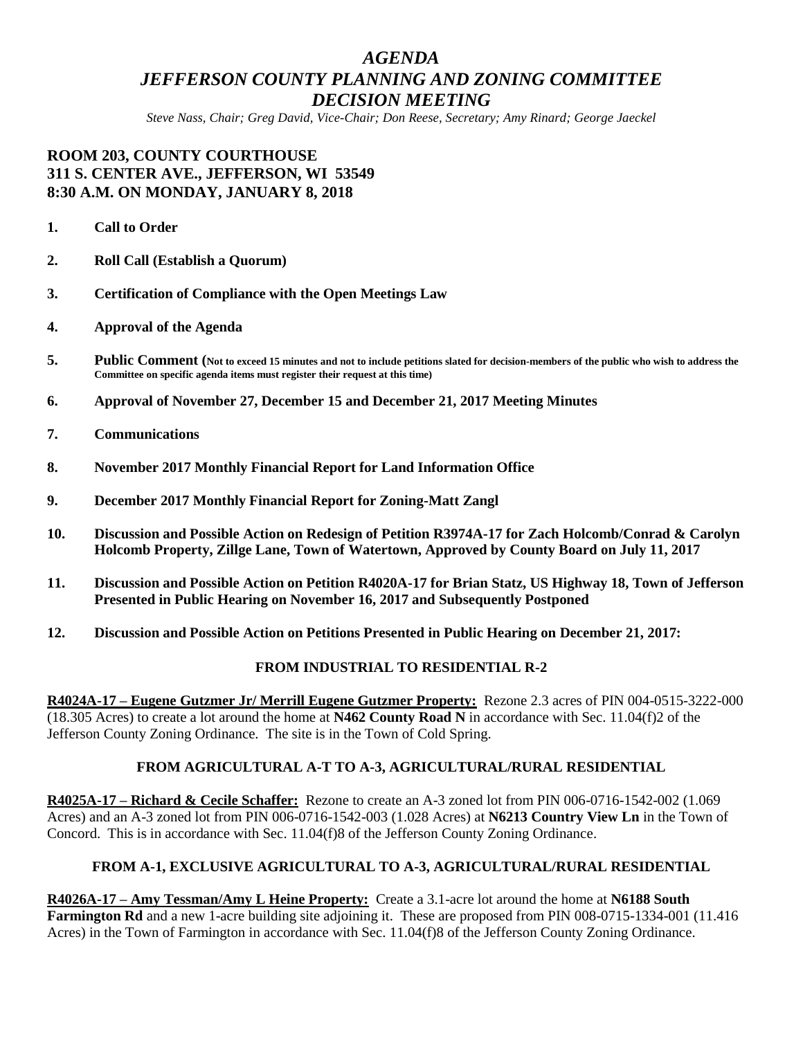# *AGENDA*
# *JEFFERSON COUNTY PLANNING AND ZONING COMMITTEE*
# *DECISION MEETING*

*Steve Nass, Chair; Greg David, Vice-Chair; Don Reese, Secretary; Amy Rinard; George Jaeckel*

**ROOM 203, COUNTY COURTHOUSE**
**311 S. CENTER AVE., JEFFERSON, WI 53549**
**8:30 A.M. ON MONDAY, JANUARY 8, 2018**

1. **Call to Order**

2. **Roll Call (Establish a Quorum)**

3. **Certification of Compliance with the Open Meetings Law**

4. **Approval of the Agenda**

5. **Public Comment (Not to exceed 15 minutes and not to include petitions slated for decision-members of the public who wish to address the Committee on specific agenda items must register their request at this time)**

6. **Approval of November 27, December 15 and December 21, 2017 Meeting Minutes**

7. **Communications**

8. **November 2017 Monthly Financial Report for Land Information Office**

9. **December 2017 Monthly Financial Report for Zoning-Matt Zangl**

10. **Discussion and Possible Action on Redesign of Petition R3974A-17 for Zach Holcomb/Conrad & Carolyn Holcomb Property, Zillge Lane, Town of Watertown, Approved by County Board on July 11, 2017**

11. **Discussion and Possible Action on Petition R4020A-17 for Brian Statz, US Highway 18, Town of Jefferson Presented in Public Hearing on November 16, 2017 and Subsequently Postponed**

12. **Discussion and Possible Action on Petitions Presented in Public Hearing on December 21, 2017:**

### FROM INDUSTRIAL TO RESIDENTIAL R-2

**R4024A-17 – Eugene Gutzmer Jr/ Merrill Eugene Gutzmer Property:** Rezone 2.3 acres of PIN 004-0515-3222-000 (18.305 Acres) to create a lot around the home at **N462 County Road N** in accordance with Sec. 11.04(f)2 of the Jefferson County Zoning Ordinance. The site is in the Town of Cold Spring.

### FROM AGRICULTURAL A-T TO A-3, AGRICULTURAL/RURAL RESIDENTIAL

**R4025A-17 – Richard & Cecile Schaffer:** Rezone to create an A-3 zoned lot from PIN 006-0716-1542-002 (1.069 Acres) and an A-3 zoned lot from PIN 006-0716-1542-003 (1.028 Acres) at **N6213 Country View Ln** in the Town of Concord. This is in accordance with Sec. 11.04(f)8 of the Jefferson County Zoning Ordinance.

### FROM A-1, EXCLUSIVE AGRICULTURAL TO A-3, AGRICULTURAL/RURAL RESIDENTIAL

**R4026A-17 – Amy Tessman/Amy L Heine Property:** Create a 3.1-acre lot around the home at **N6188 South Farmington Rd** and a new 1-acre building site adjoining it. These are proposed from PIN 008-0715-1334-001 (11.416 Acres) in the Town of Farmington in accordance with Sec. 11.04(f)8 of the Jefferson County Zoning Ordinance.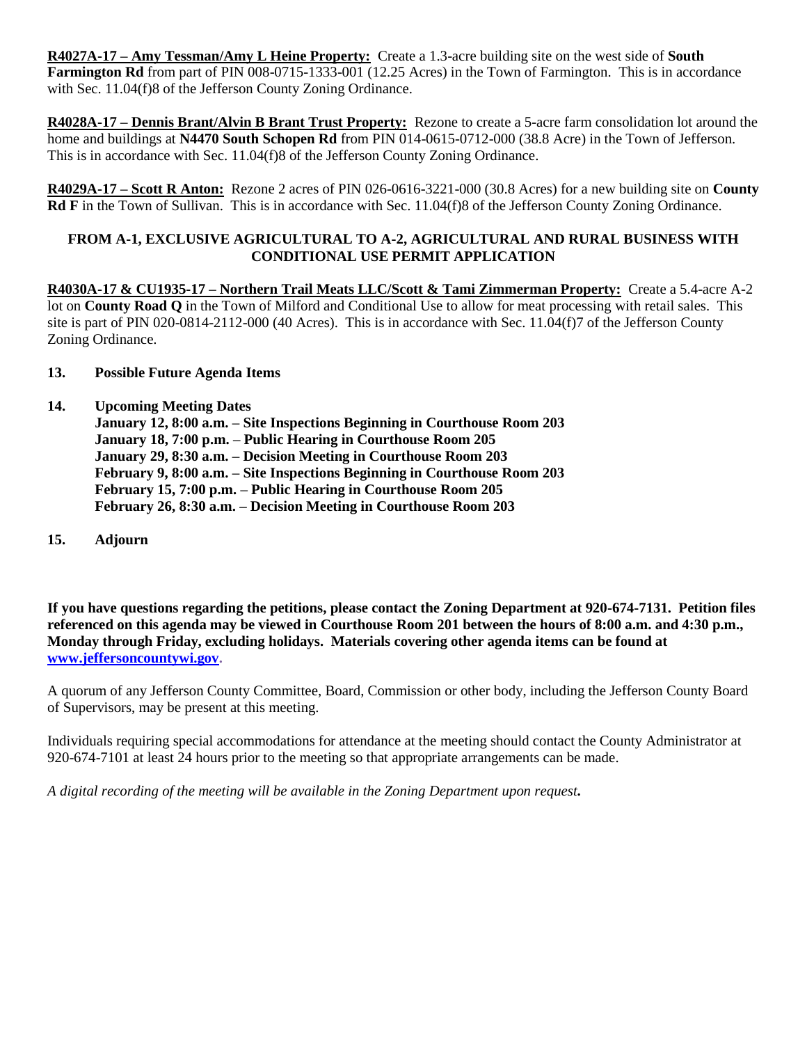**R4027A-17 – Amy Tessman/Amy L Heine Property:** Create a 1.3-acre building site on the west side of **South Farmington Rd** from part of PIN 008-0715-1333-001 (12.25 Acres) in the Town of Farmington. This is in accordance with Sec. 11.04(f)8 of the Jefferson County Zoning Ordinance.

**R4028A-17 – Dennis Brant/Alvin B Brant Trust Property:** Rezone to create a 5-acre farm consolidation lot around the home and buildings at **N4470 South Schopen Rd** from PIN 014-0615-0712-000 (38.8 Acre) in the Town of Jefferson. This is in accordance with Sec. 11.04(f)8 of the Jefferson County Zoning Ordinance.

**R4029A-17 – Scott R Anton:** Rezone 2 acres of PIN 026-0616-3221-000 (30.8 Acres) for a new building site on **County Rd F** in the Town of Sullivan. This is in accordance with Sec. 11.04(f)8 of the Jefferson County Zoning Ordinance.

**FROM A-1, EXCLUSIVE AGRICULTURAL TO A-2, AGRICULTURAL AND RURAL BUSINESS WITH CONDITIONAL USE PERMIT APPLICATION**

**R4030A-17 & CU1935-17 – Northern Trail Meats LLC/Scott & Tami Zimmerman Property:** Create a 5.4-acre A-2 lot on **County Road Q** in the Town of Milford and Conditional Use to allow for meat processing with retail sales. This site is part of PIN 020-0814-2112-000 (40 Acres). This is in accordance with Sec. 11.04(f)7 of the Jefferson County Zoning Ordinance.

**13. Possible Future Agenda Items**

**14. Upcoming Meeting Dates**

**January 12, 8:00 a.m. – Site Inspections Beginning in Courthouse Room 203**
**January 18, 7:00 p.m. – Public Hearing in Courthouse Room 205**
**January 29, 8:30 a.m. – Decision Meeting in Courthouse Room 203**
**February 9, 8:00 a.m. – Site Inspections Beginning in Courthouse Room 203**
**February 15, 7:00 p.m. – Public Hearing in Courthouse Room 205**
**February 26, 8:30 a.m. – Decision Meeting in Courthouse Room 203**

**15. Adjourn**

**If you have questions regarding the petitions, please contact the Zoning Department at 920-674-7131. Petition files referenced on this agenda may be viewed in Courthouse Room 201 between the hours of 8:00 a.m. and 4:30 p.m., Monday through Friday, excluding holidays. Materials covering other agenda items can be found at [www.jeffersoncountywi.gov](http://www.jeffersoncountywi.gov).**

A quorum of any Jefferson County Committee, Board, Commission or other body, including the Jefferson County Board of Supervisors, may be present at this meeting.

Individuals requiring special accommodations for attendance at the meeting should contact the County Administrator at 920-674-7101 at least 24 hours prior to the meeting so that appropriate arrangements can be made.

*A digital recording of the meeting will be available in the Zoning Department upon request.*